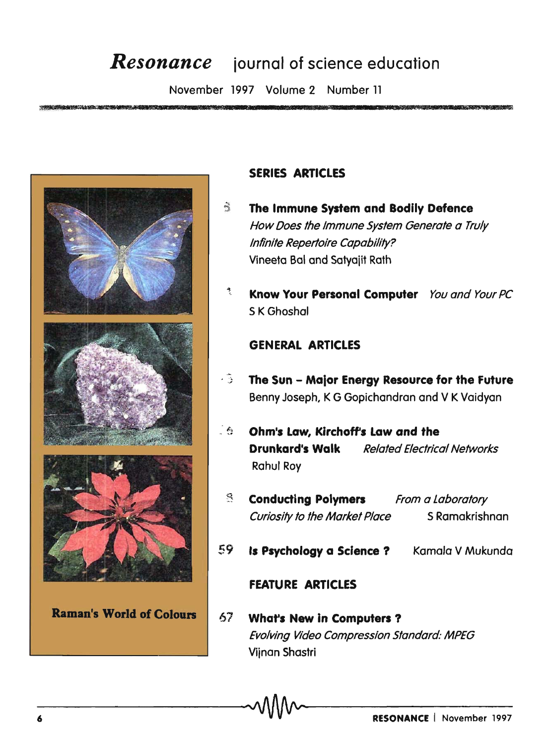# *Resonance* journal of science education

November 1997 Volume 2 Number 11

**Raman's World of Colours**

## SERIES ARTICLES

3 **The Immune System and Bodily Defence**
*How Does the Immune System Generate a Truly Infinite Repertoire Capability?*
Vineeta Bal and Satyajit Rath

1 **Know Your Personal Computer** *You and Your PC*
S K Ghoshal

## GENERAL ARTICLES

3 **The Sun – Major Energy Resource for the Future**
Benny Joseph, K G Gopichandran and V K Vaidyan

6 **Ohm's Law, Kirchoff's Law and the Drunkard's Walk** *Related Electrical Networks*
Rahul Roy

8 **Conducting Polymers** *From a Laboratory Curiosity to the Market Place*
S Ramakrishnan

59 **Is Psychology a Science ?** Kamala V Mukunda

## FEATURE ARTICLES

67 **What's New in Computers ?**
*Evolving Video Compression Standard: MPEG*
Vijnan Shastri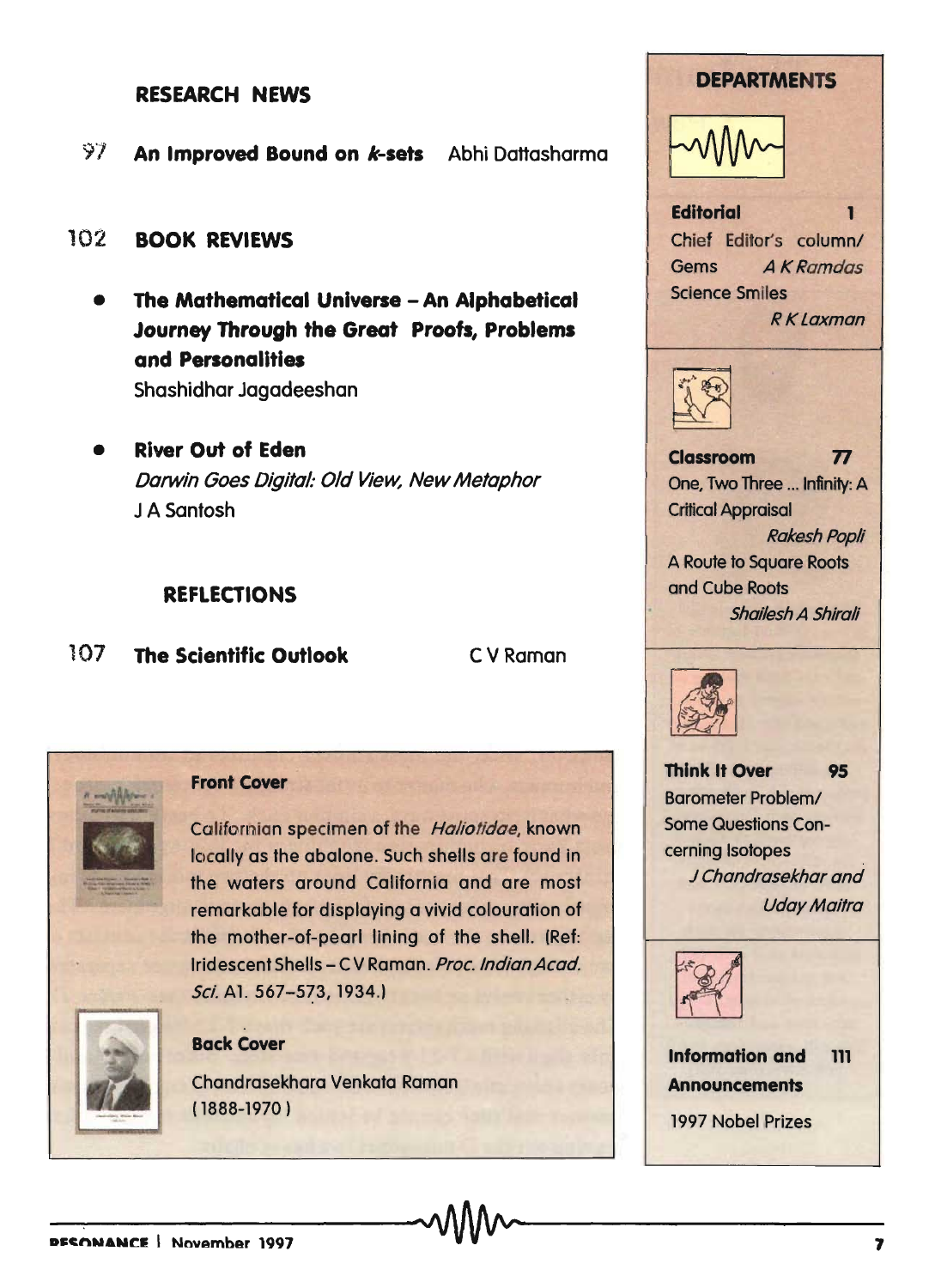## RESEARCH NEWS

97 **An Improved Bound on *k*-sets** Abhi Dattasharma

102 **BOOK REVIEWS**

- **The Mathematical Universe – An Alphabetical Journey Through the Great Proofs, Problems and Personalities**
  Shashidhar Jagadeeshan

- **River Out of Eden**
  *Darwin Goes Digital: Old View, New Metaphor*
  J A Santosh

## REFLECTIONS

107 **The Scientific Outlook** C V Raman

**Front Cover**

Californian specimen of the *Haliotidae*, known locally as the abalone. Such shells are found in the waters around California and are most remarkable for displaying a vivid colouration of the mother-of-pearl lining of the shell. (Ref: Iridescent Shells – C V Raman. *Proc. Indian Acad. Sci.* A1. 567–573, 1934.)

**Back Cover**

Chandrasekhara Venkata Raman (1888-1970)

## DEPARTMENTS

**Editorial** 1

Chief Editor's column/ Gems *A K Ramdas*

Science Smiles *R K Laxman*

**Classroom** 77

One, Two Three ... Infinity: A Critical Appraisal *Rakesh Popli*

A Route to Square Roots and Cube Roots *Shailesh A Shirali*

**Think It Over** 95

Barometer Problem/ Some Questions Concerning Isotopes *J Chandrasekhar and Uday Maitra*

**Information and Announcements** 111

1997 Nobel Prizes